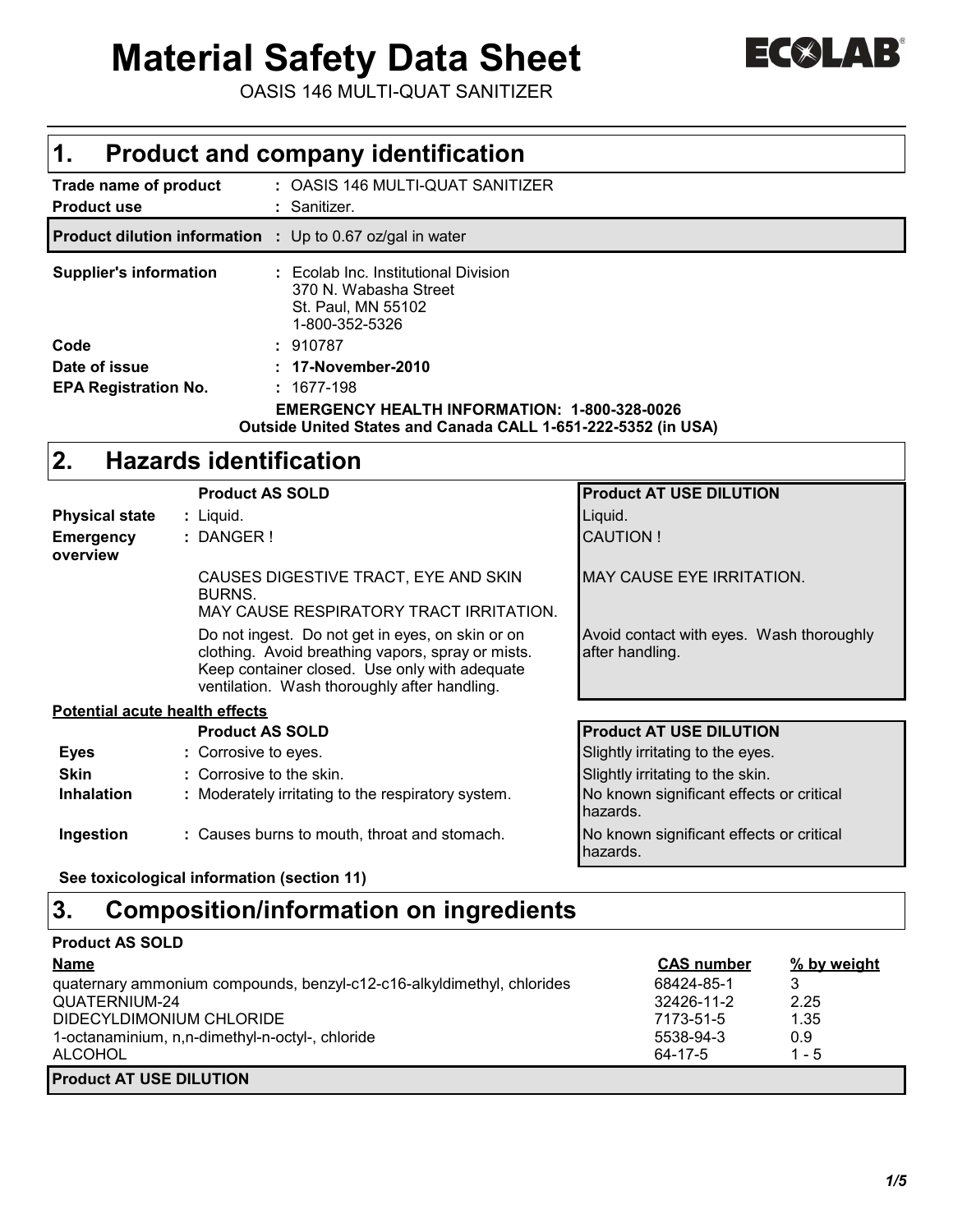# Material Safety Data Sheet

OASIS 146 MULTI-QUAT SANITIZER

## 1. Product and company identification

| | |
|---|---|
| **Trade name of product** | : OASIS 146 MULTI-QUAT SANITIZER |
| **Product use** | : Sanitizer. |
| **Product dilution information** | : Up to 0.67 oz/gal in water |
| **Supplier's information** | : Ecolab Inc. Institutional Division<br>370 N. Wabasha Street<br>St. Paul, MN 55102<br>1-800-352-5326 |
| **Code** | : 910787 |
| **Date of issue** | : **17-November-2010** |
| **EPA Registration No.** | : 1677-198 |

**EMERGENCY HEALTH INFORMATION: 1-800-328-0026**
**Outside United States and Canada CALL 1-651-222-5352 (in USA)**

## 2. Hazards identification

| | **Product AS SOLD** | **Product AT USE DILUTION** |
|---|---|---|
| **Physical state** | : Liquid. | Liquid. |
| **Emergency overview** | : DANGER ! | CAUTION ! |
| | CAUSES DIGESTIVE TRACT, EYE AND SKIN BURNS.<br>MAY CAUSE RESPIRATORY TRACT IRRITATION. | MAY CAUSE EYE IRRITATION. |
| | Do not ingest. Do not get in eyes, on skin or on clothing. Avoid breathing vapors, spray or mists. Keep container closed. Use only with adequate ventilation. Wash thoroughly after handling. | Avoid contact with eyes. Wash thoroughly after handling. |

**Potential acute health effects**

| | **Product AS SOLD** | **Product AT USE DILUTION** |
|---|---|---|
| **Eyes** | : Corrosive to eyes. | Slightly irritating to the eyes. |
| **Skin** | : Corrosive to the skin. | Slightly irritating to the skin. |
| **Inhalation** | : Moderately irritating to the respiratory system. | No known significant effects or critical hazards. |
| **Ingestion** | : Causes burns to mouth, throat and stomach. | No known significant effects or critical hazards. |

**See toxicological information (section 11)**

## 3. Composition/information on ingredients

**Product AS SOLD**

| Name | CAS number | % by weight |
|---|---|---|
| quaternary ammonium compounds, benzyl-c12-c16-alkyldimethyl, chlorides | 68424-85-1 | 3 |
| QUATERNIUM-24 | 32426-11-2 | 2.25 |
| DIDECYLDIMONIUM CHLORIDE | 7173-51-5 | 1.35 |
| 1-octanaminium, n,n-dimethyl-n-octyl-, chloride | 5538-94-3 | 0.9 |
| ALCOHOL | 64-17-5 | 1 - 5 |

**Product AT USE DILUTION**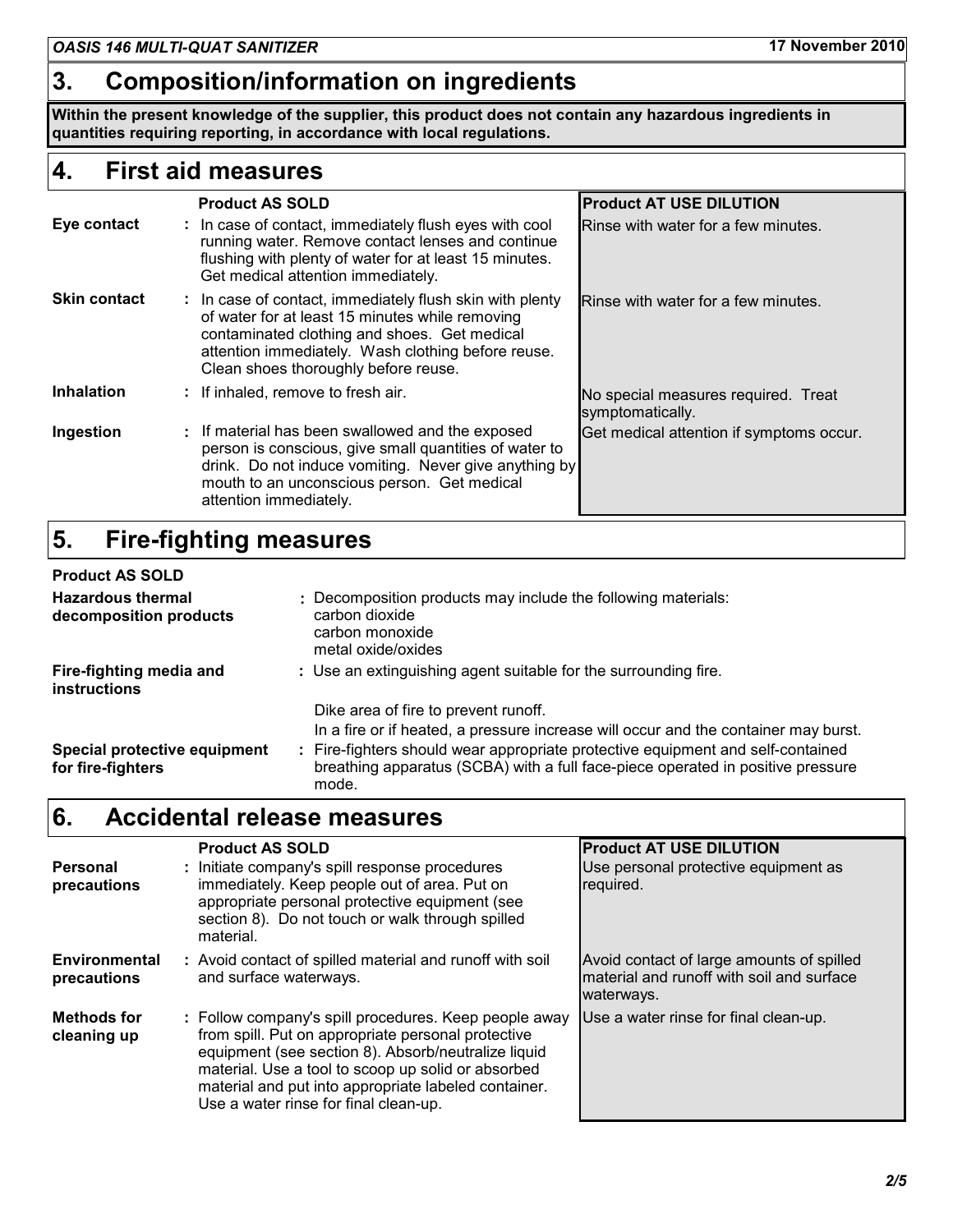## 3. Composition/information on ingredients

**Within the present knowledge of the supplier, this product does not contain any hazardous ingredients in quantities requiring reporting, in accordance with local regulations.**

## 4. First aid measures

| | Product AS SOLD | Product AT USE DILUTION |
|---|---|---|
| **Eye contact** | : In case of contact, immediately flush eyes with cool running water. Remove contact lenses and continue flushing with plenty of water for at least 15 minutes. Get medical attention immediately. | Rinse with water for a few minutes. |
| **Skin contact** | : In case of contact, immediately flush skin with plenty of water for at least 15 minutes while removing contaminated clothing and shoes. Get medical attention immediately. Wash clothing before reuse. Clean shoes thoroughly before reuse. | Rinse with water for a few minutes. |
| **Inhalation** | : If inhaled, remove to fresh air. | No special measures required. Treat symptomatically. |
| **Ingestion** | : If material has been swallowed and the exposed person is conscious, give small quantities of water to drink. Do not induce vomiting. Never give anything by mouth to an unconscious person. Get medical attention immediately. | Get medical attention if symptoms occur. |

## 5. Fire-fighting measures

**Product AS SOLD**

**Hazardous thermal decomposition products** : Decomposition products may include the following materials:
carbon dioxide
carbon monoxide
metal oxide/oxides

**Fire-fighting media and instructions** : Use an extinguishing agent suitable for the surrounding fire.

Dike area of fire to prevent runoff.

In a fire or if heated, a pressure increase will occur and the container may burst.

**Special protective equipment for fire-fighters** : Fire-fighters should wear appropriate protective equipment and self-contained breathing apparatus (SCBA) with a full face-piece operated in positive pressure mode.

## 6. Accidental release measures

| | Product AS SOLD | Product AT USE DILUTION |
|---|---|---|
| **Personal precautions** | : Initiate company's spill response procedures immediately. Keep people out of area. Put on appropriate personal protective equipment (see section 8). Do not touch or walk through spilled material. | Use personal protective equipment as required. |
| **Environmental precautions** | : Avoid contact of spilled material and runoff with soil and surface waterways. | Avoid contact of large amounts of spilled material and runoff with soil and surface waterways. |
| **Methods for cleaning up** | : Follow company's spill procedures. Keep people away from spill. Put on appropriate personal protective equipment (see section 8). Absorb/neutralize liquid material. Use a tool to scoop up solid or absorbed material and put into appropriate labeled container. Use a water rinse for final clean-up. | Use a water rinse for final clean-up. |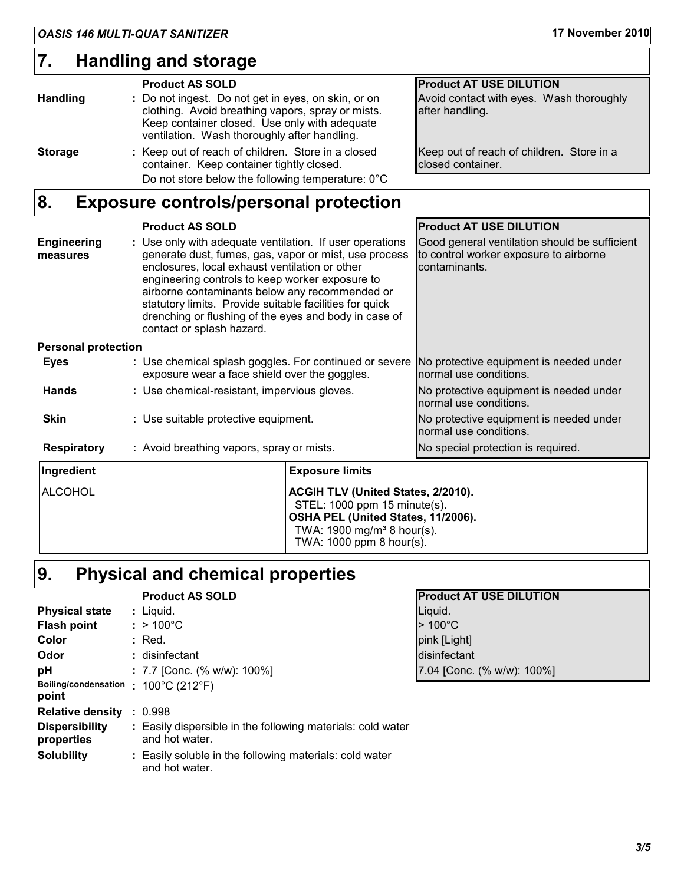## 7. Handling and storage

| | Product AS SOLD | Product AT USE DILUTION |
|---|---|---|
| **Handling** | Do not ingest. Do not get in eyes, on skin, or on clothing. Avoid breathing vapors, spray or mists. Keep container closed. Use only with adequate ventilation. Wash thoroughly after handling. | Avoid contact with eyes. Wash thoroughly after handling. |
| **Storage** | Keep out of reach of children. Store in a closed container. Keep container tightly closed. Do not store below the following temperature: 0°C | Keep out of reach of children. Store in a closed container. |

## 8. Exposure controls/personal protection

| | Product AS SOLD | Product AT USE DILUTION |
|---|---|---|
| **Engineering measures** | Use only with adequate ventilation. If user operations generate dust, fumes, gas, vapor or mist, use process enclosures, local exhaust ventilation or other engineering controls to keep worker exposure to airborne contaminants below any recommended or statutory limits. Provide suitable facilities for quick drenching or flushing of the eyes and body in case of contact or splash hazard. | Good general ventilation should be sufficient to control worker exposure to airborne contaminants. |
| **Personal protection** | | |
| **Eyes** | Use chemical splash goggles. For continued or severe exposure wear a face shield over the goggles. | No protective equipment is needed under normal use conditions. |
| **Hands** | Use chemical-resistant, impervious gloves. | No protective equipment is needed under normal use conditions. |
| **Skin** | Use suitable protective equipment. | No protective equipment is needed under normal use conditions. |
| **Respiratory** | Avoid breathing vapors, spray or mists. | No special protection is required. |

| Ingredient | Exposure limits |
|---|---|
| ALCOHOL | **ACGIH TLV (United States, 2/2010).** STEL: 1000 ppm 15 minute(s). **OSHA PEL (United States, 11/2006).** TWA: 1900 mg/m³ 8 hour(s). TWA: 1000 ppm 8 hour(s). |

## 9. Physical and chemical properties

| | Product AS SOLD | Product AT USE DILUTION |
|---|---|---|
| **Physical state** | Liquid. | Liquid. |
| **Flash point** | > 100°C | > 100°C |
| **Color** | Red. | pink [Light] |
| **Odor** | disinfectant | disinfectant |
| **pH** | 7.7 [Conc. (% w/w): 100%] | 7.04 [Conc. (% w/w): 100%] |
| **Boiling/condensation point** | 100°C (212°F) | |
| **Relative density** | 0.998 | |
| **Dispersibility properties** | Easily dispersible in the following materials: cold water and hot water. | |
| **Solubility** | Easily soluble in the following materials: cold water and hot water. | |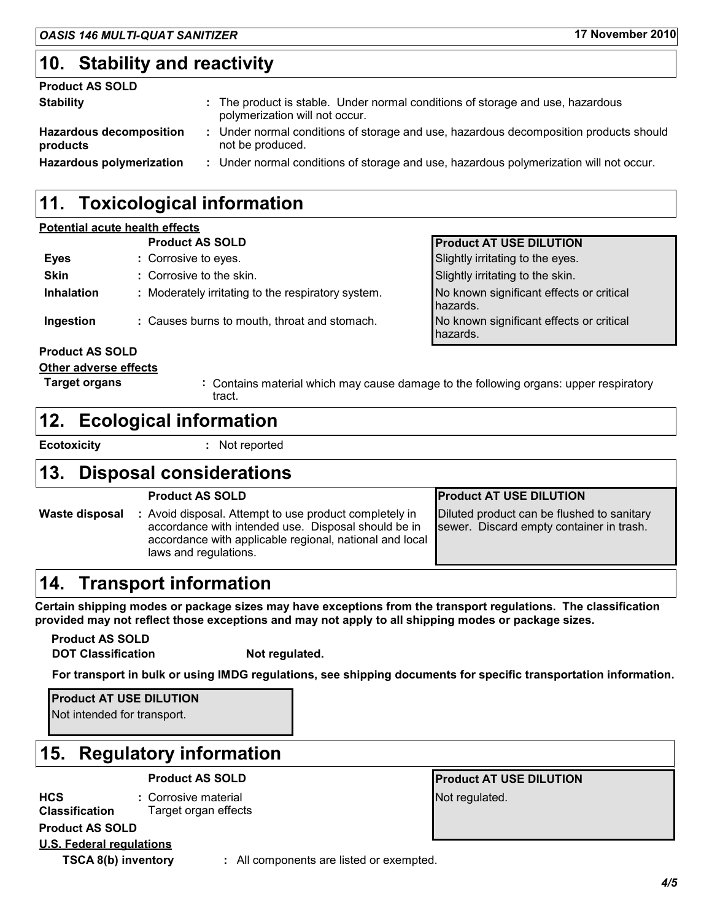## 10. Stability and reactivity

**Product AS SOLD**

**Stability** : The product is stable. Under normal conditions of storage and use, hazardous polymerization will not occur.

**Hazardous decomposition products** : Under normal conditions of storage and use, hazardous decomposition products should not be produced.

**Hazardous polymerization** : Under normal conditions of storage and use, hazardous polymerization will not occur.

## 11. Toxicological information

**Potential acute health effects**

| | Product AS SOLD | Product AT USE DILUTION |
|---|---|---|
| **Eyes** | : Corrosive to eyes. | Slightly irritating to the eyes. |
| **Skin** | : Corrosive to the skin. | Slightly irritating to the skin. |
| **Inhalation** | : Moderately irritating to the respiratory system. | No known significant effects or critical hazards. |
| **Ingestion** | : Causes burns to mouth, throat and stomach. | No known significant effects or critical hazards. |

**Product AS SOLD**

**Other adverse effects**

**Target organs** : Contains material which may cause damage to the following organs: upper respiratory tract.

## 12. Ecological information

**Ecotoxicity** : Not reported

## 13. Disposal considerations

| | Product AS SOLD | Product AT USE DILUTION |
|---|---|---|
| **Waste disposal** | : Avoid disposal. Attempt to use product completely in accordance with intended use. Disposal should be in accordance with applicable regional, national and local laws and regulations. | Diluted product can be flushed to sanitary sewer. Discard empty container in trash. |

## 14. Transport information

**Certain shipping modes or package sizes may have exceptions from the transport regulations. The classification provided may not reflect those exceptions and may not apply to all shipping modes or package sizes.**

**Product AS SOLD**

**DOT Classification** **Not regulated.**

**For transport in bulk or using IMDG regulations, see shipping documents for specific transportation information.**

**Product AT USE DILUTION**

Not intended for transport.

## 15. Regulatory information

| | Product AS SOLD | Product AT USE DILUTION |
|---|---|---|
| **HCS Classification** | : Corrosive material<br>Target organ effects | Not regulated. |

**Product AS SOLD**

**U.S. Federal regulations**

**TSCA 8(b) inventory** : All components are listed or exempted.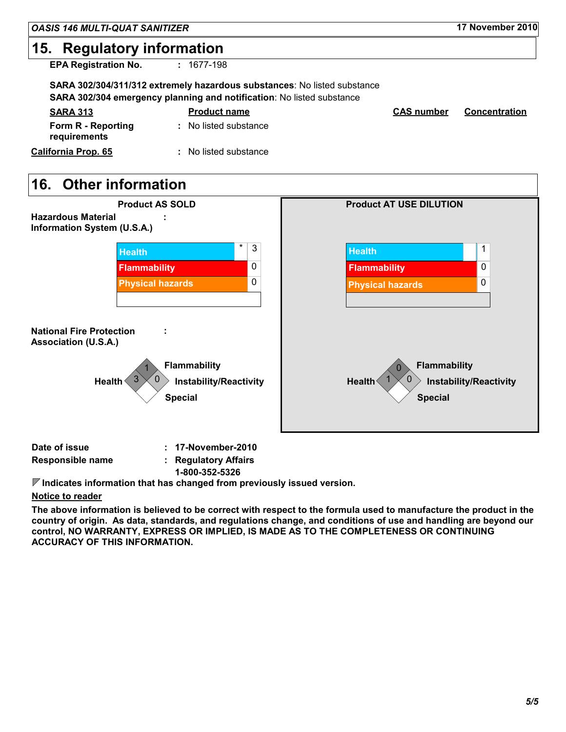## 15. Regulatory information

**EPA Registration No.** : 1677-198

**SARA 302/304/311/312 extremely hazardous substances**: No listed substance
**SARA 302/304 emergency planning and notification**: No listed substance

| SARA 313 | | Product name | CAS number | Concentration |
|---|---|---|---|---|
| Form R - Reporting requirements | : | No listed substance | | |

**California Prop. 65** : No listed substance

## 16. Other information

**Product AS SOLD**

**Hazardous Material Information System (U.S.A.)** :

| | | |
|---|---|---|
| Health | * | 3 |
| Flammability | | 0 |
| Physical hazards | | 0 |

**National Fire Protection Association (U.S.A.)** :

Flammability: 1
Health: 3
Instability/Reactivity: 0
Special

**Product AT USE DILUTION**

| | | |
|---|---|---|
| Health | | 1 |
| Flammability | | 0 |
| Physical hazards | | 0 |

Flammability: 0
Health: 1
Instability/Reactivity: 0
Special

**Date of issue** : **17-November-2010**
**Responsible name** : **Regulatory Affairs**
**1-800-352-5326**

**Indicates information that has changed from previously issued version.**

**Notice to reader**

**The above information is believed to be correct with respect to the formula used to manufacture the product in the country of origin. As data, standards, and regulations change, and conditions of use and handling are beyond our control, NO WARRANTY, EXPRESS OR IMPLIED, IS MADE AS TO THE COMPLETENESS OR CONTINUING ACCURACY OF THIS INFORMATION.**